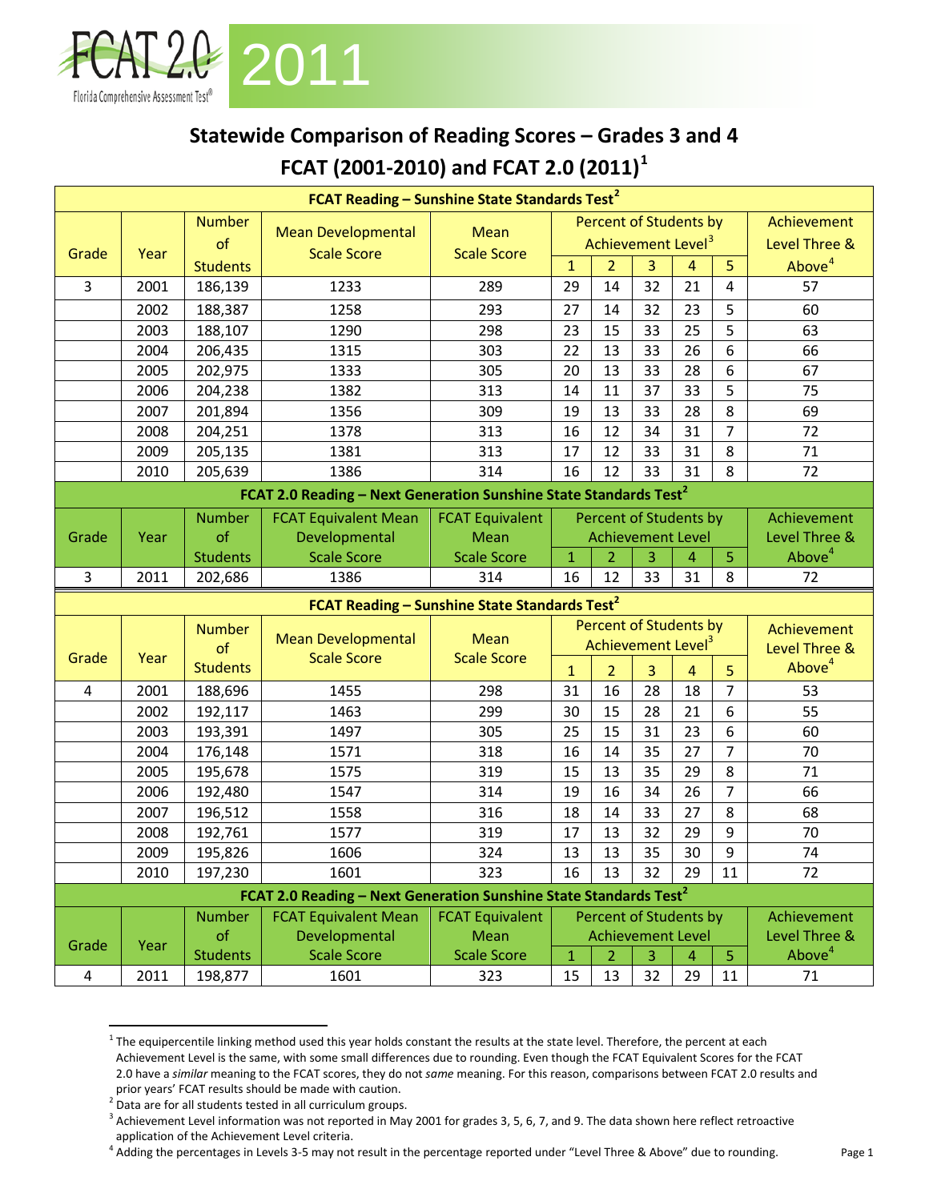FCAT 2.0 2011

Florida Comprehensive Assessment Test®

# Statewide Comparison of Reading Scores – Grades 3 and 4

## FCAT (2001-2010) and FCAT 2.0 (2011)[1]

| FCAT Reading – Sunshine State Standards Test[2] | | | | | | | | | | |
|---|---|---|---|---|---|---|---|---|---|---|
| Grade | Year | Number of Students | Mean Developmental Scale Score | Mean Scale Score | Percent of Students by Achievement Level[3] | | | | | Achievement Level Three & Above[4] |
| | | | | | 1 | 2 | 3 | 4 | 5 | |
| 3 | 2001 | 186,139 | 1233 | 289 | 29 | 14 | 32 | 21 | 4 | 57 |
| | 2002 | 188,387 | 1258 | 293 | 27 | 14 | 32 | 23 | 5 | 60 |
| | 2003 | 188,107 | 1290 | 298 | 23 | 15 | 33 | 25 | 5 | 63 |
| | 2004 | 206,435 | 1315 | 303 | 22 | 13 | 33 | 26 | 6 | 66 |
| | 2005 | 202,975 | 1333 | 305 | 20 | 13 | 33 | 28 | 6 | 67 |
| | 2006 | 204,238 | 1382 | 313 | 14 | 11 | 37 | 33 | 5 | 75 |
| | 2007 | 201,894 | 1356 | 309 | 19 | 13 | 33 | 28 | 8 | 69 |
| | 2008 | 204,251 | 1378 | 313 | 16 | 12 | 34 | 31 | 7 | 72 |
| | 2009 | 205,135 | 1381 | 313 | 17 | 12 | 33 | 31 | 8 | 71 |
| | 2010 | 205,639 | 1386 | 314 | 16 | 12 | 33 | 31 | 8 | 72 |

| FCAT 2.0 Reading – Next Generation Sunshine State Standards Test[2] | | | | | | | | | | |
|---|---|---|---|---|---|---|---|---|---|---|
| Grade | Year | Number of Students | FCAT Equivalent Mean Developmental Scale Score | FCAT Equivalent Mean Scale Score | Percent of Students by Achievement Level | | | | | Achievement Level Three & Above[4] |
| | | | | | 1 | 2 | 3 | 4 | 5 | |
| 3 | 2011 | 202,686 | 1386 | 314 | 16 | 12 | 33 | 31 | 8 | 72 |

| FCAT Reading – Sunshine State Standards Test[2] | | | | | | | | | | |
|---|---|---|---|---|---|---|---|---|---|---|
| Grade | Year | Number of Students | Mean Developmental Scale Score | Mean Scale Score | Percent of Students by Achievement Level[3] | | | | | Achievement Level Three & Above[4] |
| | | | | | 1 | 2 | 3 | 4 | 5 | |
| 4 | 2001 | 188,696 | 1455 | 298 | 31 | 16 | 28 | 18 | 7 | 53 |
| | 2002 | 192,117 | 1463 | 299 | 30 | 15 | 28 | 21 | 6 | 55 |
| | 2003 | 193,391 | 1497 | 305 | 25 | 15 | 31 | 23 | 6 | 60 |
| | 2004 | 176,148 | 1571 | 318 | 16 | 14 | 35 | 27 | 7 | 70 |
| | 2005 | 195,678 | 1575 | 319 | 15 | 13 | 35 | 29 | 8 | 71 |
| | 2006 | 192,480 | 1547 | 314 | 19 | 16 | 34 | 26 | 7 | 66 |
| | 2007 | 196,512 | 1558 | 316 | 18 | 14 | 33 | 27 | 8 | 68 |
| | 2008 | 192,761 | 1577 | 319 | 17 | 13 | 32 | 29 | 9 | 70 |
| | 2009 | 195,826 | 1606 | 324 | 13 | 13 | 35 | 30 | 9 | 74 |
| | 2010 | 197,230 | 1601 | 323 | 16 | 13 | 32 | 29 | 11 | 72 |

| FCAT 2.0 Reading – Next Generation Sunshine State Standards Test[2] | | | | | | | | | | |
|---|---|---|---|---|---|---|---|---|---|---|
| Grade | Year | Number of Students | FCAT Equivalent Mean Developmental Scale Score | FCAT Equivalent Mean Scale Score | Percent of Students by Achievement Level | | | | | Achievement Level Three & Above[4] |
| | | | | | 1 | 2 | 3 | 4 | 5 | |
| 4 | 2011 | 198,877 | 1601 | 323 | 15 | 13 | 32 | 29 | 11 | 71 |

[1] The equipercentile linking method used this year holds constant the results at the state level. Therefore, the percent at each Achievement Level is the same, with some small differences due to rounding. Even though the FCAT Equivalent Scores for the FCAT 2.0 have a *similar* meaning to the FCAT scores, they do not *same* meaning. For this reason, comparisons between FCAT 2.0 results and prior years' FCAT results should be made with caution.

[2] Data are for all students tested in all curriculum groups.

[3] Achievement Level information was not reported in May 2001 for grades 3, 5, 6, 7, and 9. The data shown here reflect retroactive application of the Achievement Level criteria.

[4] Adding the percentages in Levels 3-5 may not result in the percentage reported under "Level Three & Above" due to rounding.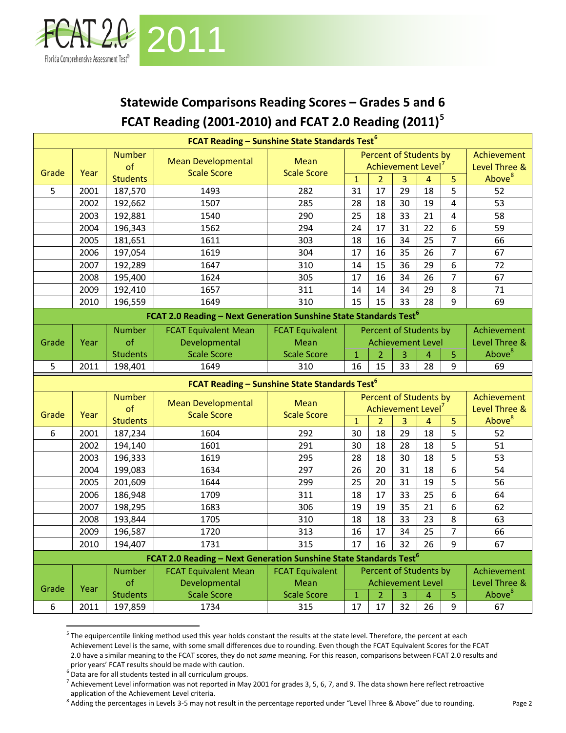## Statewide Comparisons Reading Scores – Grades 5 and 6

## FCAT Reading (2001-2010) and FCAT 2.0 Reading (2011)[5]

| FCAT Reading – Sunshine State Standards Test[6] | | | | | | | | | | |
|---|---|---|---|---|---|---|---|---|---|---|
| Grade | Year | Number of Students | Mean Developmental Scale Score | Mean Scale Score | Percent of Students by Achievement Level[7] | | | | | Achievement Level Three & Above[8] |
| | | | | | 1 | 2 | 3 | 4 | 5 | |
| 5 | 2001 | 187,570 | 1493 | 282 | 31 | 17 | 29 | 18 | 5 | 52 |
| | 2002 | 192,662 | 1507 | 285 | 28 | 18 | 30 | 19 | 4 | 53 |
| | 2003 | 192,881 | 1540 | 290 | 25 | 18 | 33 | 21 | 4 | 58 |
| | 2004 | 196,343 | 1562 | 294 | 24 | 17 | 31 | 22 | 6 | 59 |
| | 2005 | 181,651 | 1611 | 303 | 18 | 16 | 34 | 25 | 7 | 66 |
| | 2006 | 197,054 | 1619 | 304 | 17 | 16 | 35 | 26 | 7 | 67 |
| | 2007 | 192,289 | 1647 | 310 | 14 | 15 | 36 | 29 | 6 | 72 |
| | 2008 | 195,400 | 1624 | 305 | 17 | 16 | 34 | 26 | 7 | 67 |
| | 2009 | 192,410 | 1657 | 311 | 14 | 14 | 34 | 29 | 8 | 71 |
| | 2010 | 196,559 | 1649 | 310 | 15 | 15 | 33 | 28 | 9 | 69 |

| FCAT 2.0 Reading – Next Generation Sunshine State Standards Test[6] | | | | | | | | | | |
|---|---|---|---|---|---|---|---|---|---|---|
| Grade | Year | Number of Students | FCAT Equivalent Mean Developmental Scale Score | FCAT Equivalent Mean Scale Score | Percent of Students by Achievement Level | | | | | Achievement Level Three & Above[8] |
| | | | | | 1 | 2 | 3 | 4 | 5 | |
| 5 | 2011 | 198,401 | 1649 | 310 | 16 | 15 | 33 | 28 | 9 | 69 |

| FCAT Reading – Sunshine State Standards Test[6] | | | | | | | | | | |
|---|---|---|---|---|---|---|---|---|---|---|
| Grade | Year | Number of Students | Mean Developmental Scale Score | Mean Scale Score | Percent of Students by Achievement Level[7] | | | | | Achievement Level Three & Above[8] |
| | | | | | 1 | 2 | 3 | 4 | 5 | |
| 6 | 2001 | 187,234 | 1604 | 292 | 30 | 18 | 29 | 18 | 5 | 52 |
| | 2002 | 194,140 | 1601 | 291 | 30 | 18 | 28 | 18 | 5 | 51 |
| | 2003 | 196,333 | 1619 | 295 | 28 | 18 | 30 | 18 | 5 | 53 |
| | 2004 | 199,083 | 1634 | 297 | 26 | 20 | 31 | 18 | 6 | 54 |
| | 2005 | 201,609 | 1644 | 299 | 25 | 20 | 31 | 19 | 5 | 56 |
| | 2006 | 186,948 | 1709 | 311 | 18 | 17 | 33 | 25 | 6 | 64 |
| | 2007 | 198,295 | 1683 | 306 | 19 | 19 | 35 | 21 | 6 | 62 |
| | 2008 | 193,844 | 1705 | 310 | 18 | 18 | 33 | 23 | 8 | 63 |
| | 2009 | 196,587 | 1720 | 313 | 16 | 17 | 34 | 25 | 7 | 66 |
| | 2010 | 194,407 | 1731 | 315 | 17 | 16 | 32 | 26 | 9 | 67 |

| FCAT 2.0 Reading – Next Generation Sunshine State Standards Test[6] | | | | | | | | | | |
|---|---|---|---|---|---|---|---|---|---|---|
| Grade | Year | Number of Students | FCAT Equivalent Mean Developmental Scale Score | FCAT Equivalent Mean Scale Score | Percent of Students by Achievement Level | | | | | Achievement Level Three & Above[8] |
| | | | | | 1 | 2 | 3 | 4 | 5 | |
| 6 | 2011 | 197,859 | 1734 | 315 | 17 | 17 | 32 | 26 | 9 | 67 |

[5] The equipercentile linking method used this year holds constant the results at the state level. Therefore, the percent at each Achievement Level is the same, with some small differences due to rounding. Even though the FCAT Equivalent Scores for the FCAT 2.0 have a similar meaning to the FCAT scores, they do not *same* meaning. For this reason, comparisons between FCAT 2.0 results and prior years' FCAT results should be made with caution.

[6] Data are for all students tested in all curriculum groups.

[7] Achievement Level information was not reported in May 2001 for grades 3, 5, 6, 7, and 9. The data shown here reflect retroactive application of the Achievement Level criteria.

[8] Adding the percentages in Levels 3-5 may not result in the percentage reported under "Level Three & Above" due to rounding.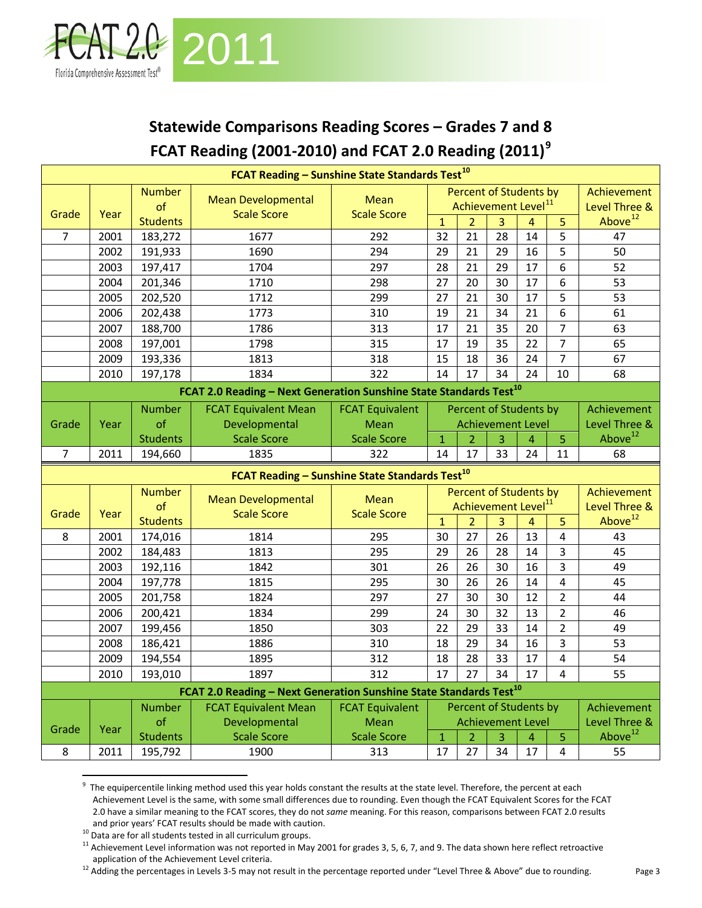## Statewide Comparisons Reading Scores – Grades 7 and 8

## FCAT Reading (2001-2010) and FCAT 2.0 Reading (2011)[9]

| FCAT Reading – Sunshine State Standards Test[10] | | | | | | | | | | |
|---|---|---|---|---|---|---|---|---|---|---|
| Grade | Year | Number of Students | Mean Developmental Scale Score | Mean Scale Score | Percent of Students by Achievement Level[11] | | | | | Achievement Level Three & Above[12] |
| | | | | | 1 | 2 | 3 | 4 | 5 | |
| 7 | 2001 | 183,272 | 1677 | 292 | 32 | 21 | 28 | 14 | 5 | 47 |
| | 2002 | 191,933 | 1690 | 294 | 29 | 21 | 29 | 16 | 5 | 50 |
| | 2003 | 197,417 | 1704 | 297 | 28 | 21 | 29 | 17 | 6 | 52 |
| | 2004 | 201,346 | 1710 | 298 | 27 | 20 | 30 | 17 | 6 | 53 |
| | 2005 | 202,520 | 1712 | 299 | 27 | 21 | 30 | 17 | 5 | 53 |
| | 2006 | 202,438 | 1773 | 310 | 19 | 21 | 34 | 21 | 6 | 61 |
| | 2007 | 188,700 | 1786 | 313 | 17 | 21 | 35 | 20 | 7 | 63 |
| | 2008 | 197,001 | 1798 | 315 | 17 | 19 | 35 | 22 | 7 | 65 |
| | 2009 | 193,336 | 1813 | 318 | 15 | 18 | 36 | 24 | 7 | 67 |
| | 2010 | 197,178 | 1834 | 322 | 14 | 17 | 34 | 24 | 10 | 68 |
| **FCAT 2.0 Reading – Next Generation Sunshine State Standards Test[10]** | | | | | | | | | | |
| Grade | Year | Number of Students | FCAT Equivalent Mean Developmental Scale Score | FCAT Equivalent Mean Scale Score | Percent of Students by Achievement Level | | | | | Achievement Level Three & Above[12] |
| | | | | | 1 | 2 | 3 | 4 | 5 | |
| 7 | 2011 | 194,660 | 1835 | 322 | 14 | 17 | 33 | 24 | 11 | 68 |

| FCAT Reading – Sunshine State Standards Test[10] | | | | | | | | | | |
|---|---|---|---|---|---|---|---|---|---|---|
| Grade | Year | Number of Students | Mean Developmental Scale Score | Mean Scale Score | Percent of Students by Achievement Level[11] | | | | | Achievement Level Three & Above[12] |
| | | | | | 1 | 2 | 3 | 4 | 5 | |
| 8 | 2001 | 174,016 | 1814 | 295 | 30 | 27 | 26 | 13 | 4 | 43 |
| | 2002 | 184,483 | 1813 | 295 | 29 | 26 | 28 | 14 | 3 | 45 |
| | 2003 | 192,116 | 1842 | 301 | 26 | 26 | 30 | 16 | 3 | 49 |
| | 2004 | 197,778 | 1815 | 295 | 30 | 26 | 26 | 14 | 4 | 45 |
| | 2005 | 201,758 | 1824 | 297 | 27 | 30 | 30 | 12 | 2 | 44 |
| | 2006 | 200,421 | 1834 | 299 | 24 | 30 | 32 | 13 | 2 | 46 |
| | 2007 | 199,456 | 1850 | 303 | 22 | 29 | 33 | 14 | 2 | 49 |
| | 2008 | 186,421 | 1886 | 310 | 18 | 29 | 34 | 16 | 3 | 53 |
| | 2009 | 194,554 | 1895 | 312 | 18 | 28 | 33 | 17 | 4 | 54 |
| | 2010 | 193,010 | 1897 | 312 | 17 | 27 | 34 | 17 | 4 | 55 |
| **FCAT 2.0 Reading – Next Generation Sunshine State Standards Test[10]** | | | | | | | | | | |
| Grade | Year | Number of Students | FCAT Equivalent Mean Developmental Scale Score | FCAT Equivalent Mean Scale Score | Percent of Students by Achievement Level | | | | | Achievement Level Three & Above[12] |
| | | | | | 1 | 2 | 3 | 4 | 5 | |
| 8 | 2011 | 195,792 | 1900 | 313 | 17 | 27 | 34 | 17 | 4 | 55 |

[9] The equipercentile linking method used this year holds constant the results at the state level. Therefore, the percent at each Achievement Level is the same, with some small differences due to rounding. Even though the FCAT Equivalent Scores for the FCAT 2.0 have a similar meaning to the FCAT scores, they do not *same* meaning. For this reason, comparisons between FCAT 2.0 results and prior years' FCAT results should be made with caution.

[10] Data are for all students tested in all curriculum groups.

[11] Achievement Level information was not reported in May 2001 for grades 3, 5, 6, 7, and 9. The data shown here reflect retroactive application of the Achievement Level criteria.

[12] Adding the percentages in Levels 3-5 may not result in the percentage reported under "Level Three & Above" due to rounding.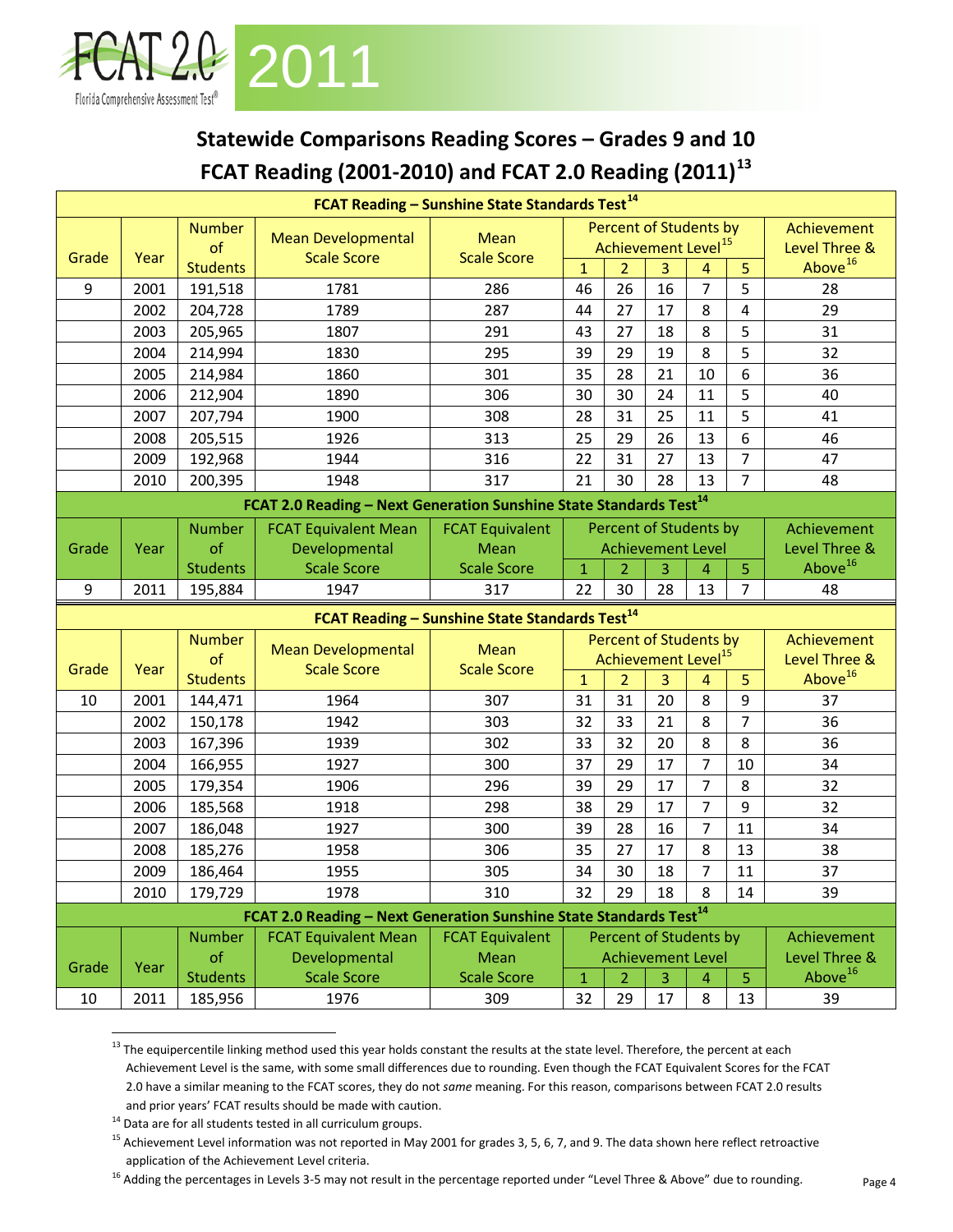FCAT 2.0 2011

Florida Comprehensive Assessment Test®

## Statewide Comparisons Reading Scores – Grades 9 and 10

## FCAT Reading (2001-2010) and FCAT 2.0 Reading (2011)[13]

| FCAT Reading – Sunshine State Standards Test[14] | | | | | | | | | | |
|---|---|---|---|---|---|---|---|---|---|---|
| Grade | Year | Number of Students | Mean Developmental Scale Score | Mean Scale Score | Percent of Students by Achievement Level[15] | | | | | Achievement Level Three & Above[16] |
| | | | | | 1 | 2 | 3 | 4 | 5 | |
| 9 | 2001 | 191,518 | 1781 | 286 | 46 | 26 | 16 | 7 | 5 | 28 |
| | 2002 | 204,728 | 1789 | 287 | 44 | 27 | 17 | 8 | 4 | 29 |
| | 2003 | 205,965 | 1807 | 291 | 43 | 27 | 18 | 8 | 5 | 31 |
| | 2004 | 214,994 | 1830 | 295 | 39 | 29 | 19 | 8 | 5 | 32 |
| | 2005 | 214,984 | 1860 | 301 | 35 | 28 | 21 | 10 | 6 | 36 |
| | 2006 | 212,904 | 1890 | 306 | 30 | 30 | 24 | 11 | 5 | 40 |
| | 2007 | 207,794 | 1900 | 308 | 28 | 31 | 25 | 11 | 5 | 41 |
| | 2008 | 205,515 | 1926 | 313 | 25 | 29 | 26 | 13 | 6 | 46 |
| | 2009 | 192,968 | 1944 | 316 | 22 | 31 | 27 | 13 | 7 | 47 |
| | 2010 | 200,395 | 1948 | 317 | 21 | 30 | 28 | 13 | 7 | 48 |
| **FCAT 2.0 Reading – Next Generation Sunshine State Standards Test[14]** | | | | | | | | | | |
| Grade | Year | Number of Students | FCAT Equivalent Mean Developmental Scale Score | FCAT Equivalent Mean Scale Score | Percent of Students by Achievement Level | | | | | Achievement Level Three & Above[16] |
| | | | | | 1 | 2 | 3 | 4 | 5 | |
| 9 | 2011 | 195,884 | 1947 | 317 | 22 | 30 | 28 | 13 | 7 | 48 |

| FCAT Reading – Sunshine State Standards Test[14] | | | | | | | | | | |
|---|---|---|---|---|---|---|---|---|---|---|
| Grade | Year | Number of Students | Mean Developmental Scale Score | Mean Scale Score | Percent of Students by Achievement Level[15] | | | | | Achievement Level Three & Above[16] |
| | | | | | 1 | 2 | 3 | 4 | 5 | |
| 10 | 2001 | 144,471 | 1964 | 307 | 31 | 31 | 20 | 8 | 9 | 37 |
| | 2002 | 150,178 | 1942 | 303 | 32 | 33 | 21 | 8 | 7 | 36 |
| | 2003 | 167,396 | 1939 | 302 | 33 | 32 | 20 | 8 | 8 | 36 |
| | 2004 | 166,955 | 1927 | 300 | 37 | 29 | 17 | 7 | 10 | 34 |
| | 2005 | 179,354 | 1906 | 296 | 39 | 29 | 17 | 7 | 8 | 32 |
| | 2006 | 185,568 | 1918 | 298 | 38 | 29 | 17 | 7 | 9 | 32 |
| | 2007 | 186,048 | 1927 | 300 | 39 | 28 | 16 | 7 | 11 | 34 |
| | 2008 | 185,276 | 1958 | 306 | 35 | 27 | 17 | 8 | 13 | 38 |
| | 2009 | 186,464 | 1955 | 305 | 34 | 30 | 18 | 7 | 11 | 37 |
| | 2010 | 179,729 | 1978 | 310 | 32 | 29 | 18 | 8 | 14 | 39 |
| **FCAT 2.0 Reading – Next Generation Sunshine State Standards Test[14]** | | | | | | | | | | |
| Grade | Year | Number of Students | FCAT Equivalent Mean Developmental Scale Score | FCAT Equivalent Mean Scale Score | Percent of Students by Achievement Level | | | | | Achievement Level Three & Above[16] |
| | | | | | 1 | 2 | 3 | 4 | 5 | |
| 10 | 2011 | 185,956 | 1976 | 309 | 32 | 29 | 17 | 8 | 13 | 39 |

[13] The equipercentile linking method used this year holds constant the results at the state level. Therefore, the percent at each Achievement Level is the same, with some small differences due to rounding. Even though the FCAT Equivalent Scores for the FCAT 2.0 have a similar meaning to the FCAT scores, they do not *same* meaning. For this reason, comparisons between FCAT 2.0 results and prior years' FCAT results should be made with caution.

[14] Data are for all students tested in all curriculum groups.

[15] Achievement Level information was not reported in May 2001 for grades 3, 5, 6, 7, and 9. The data shown here reflect retroactive application of the Achievement Level criteria.

[16] Adding the percentages in Levels 3-5 may not result in the percentage reported under "Level Three & Above" due to rounding.